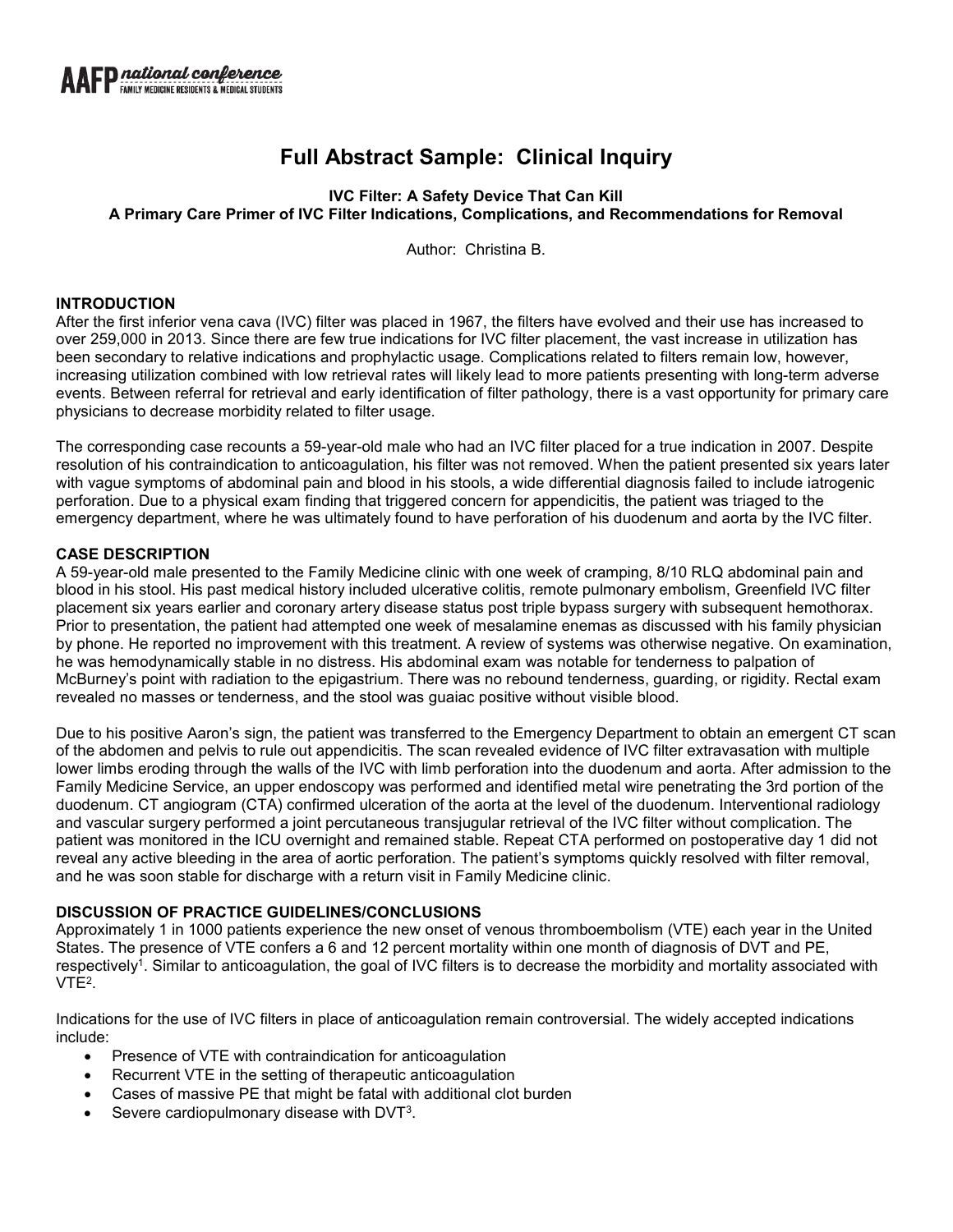# Full Abstract Sample: Clinical Inquiry

**IVC Filter: A Safety Device That Can Kill**
**A Primary Care Primer of IVC Filter Indications, Complications, and Recommendations for Removal**

Author: Christina B.

## INTRODUCTION

After the first inferior vena cava (IVC) filter was placed in 1967, the filters have evolved and their use has increased to over 259,000 in 2013. Since there are few true indications for IVC filter placement, the vast increase in utilization has been secondary to relative indications and prophylactic usage. Complications related to filters remain low, however, increasing utilization combined with low retrieval rates will likely lead to more patients presenting with long-term adverse events. Between referral for retrieval and early identification of filter pathology, there is a vast opportunity for primary care physicians to decrease morbidity related to filter usage.

The corresponding case recounts a 59-year-old male who had an IVC filter placed for a true indication in 2007. Despite resolution of his contraindication to anticoagulation, his filter was not removed. When the patient presented six years later with vague symptoms of abdominal pain and blood in his stools, a wide differential diagnosis failed to include iatrogenic perforation. Due to a physical exam finding that triggered concern for appendicitis, the patient was triaged to the emergency department, where he was ultimately found to have perforation of his duodenum and aorta by the IVC filter.

## CASE DESCRIPTION

A 59-year-old male presented to the Family Medicine clinic with one week of cramping, 8/10 RLQ abdominal pain and blood in his stool. His past medical history included ulcerative colitis, remote pulmonary embolism, Greenfield IVC filter placement six years earlier and coronary artery disease status post triple bypass surgery with subsequent hemothorax. Prior to presentation, the patient had attempted one week of mesalamine enemas as discussed with his family physician by phone. He reported no improvement with this treatment. A review of systems was otherwise negative. On examination, he was hemodynamically stable in no distress. His abdominal exam was notable for tenderness to palpation of McBurney's point with radiation to the epigastrium. There was no rebound tenderness, guarding, or rigidity. Rectal exam revealed no masses or tenderness, and the stool was guaiac positive without visible blood.

Due to his positive Aaron's sign, the patient was transferred to the Emergency Department to obtain an emergent CT scan of the abdomen and pelvis to rule out appendicitis. The scan revealed evidence of IVC filter extravasation with multiple lower limbs eroding through the walls of the IVC with limb perforation into the duodenum and aorta. After admission to the Family Medicine Service, an upper endoscopy was performed and identified metal wire penetrating the 3rd portion of the duodenum. CT angiogram (CTA) confirmed ulceration of the aorta at the level of the duodenum. Interventional radiology and vascular surgery performed a joint percutaneous transjugular retrieval of the IVC filter without complication. The patient was monitored in the ICU overnight and remained stable. Repeat CTA performed on postoperative day 1 did not reveal any active bleeding in the area of aortic perforation. The patient's symptoms quickly resolved with filter removal, and he was soon stable for discharge with a return visit in Family Medicine clinic.

## DISCUSSION OF PRACTICE GUIDELINES/CONCLUSIONS

Approximately 1 in 1000 patients experience the new onset of venous thromboembolism (VTE) each year in the United States. The presence of VTE confers a 6 and 12 percent mortality within one month of diagnosis of DVT and PE, respectively[1]. Similar to anticoagulation, the goal of IVC filters is to decrease the morbidity and mortality associated with VTE[2].

Indications for the use of IVC filters in place of anticoagulation remain controversial. The widely accepted indications include:

- Presence of VTE with contraindication for anticoagulation
- Recurrent VTE in the setting of therapeutic anticoagulation
- Cases of massive PE that might be fatal with additional clot burden
- Severe cardiopulmonary disease with DVT[3].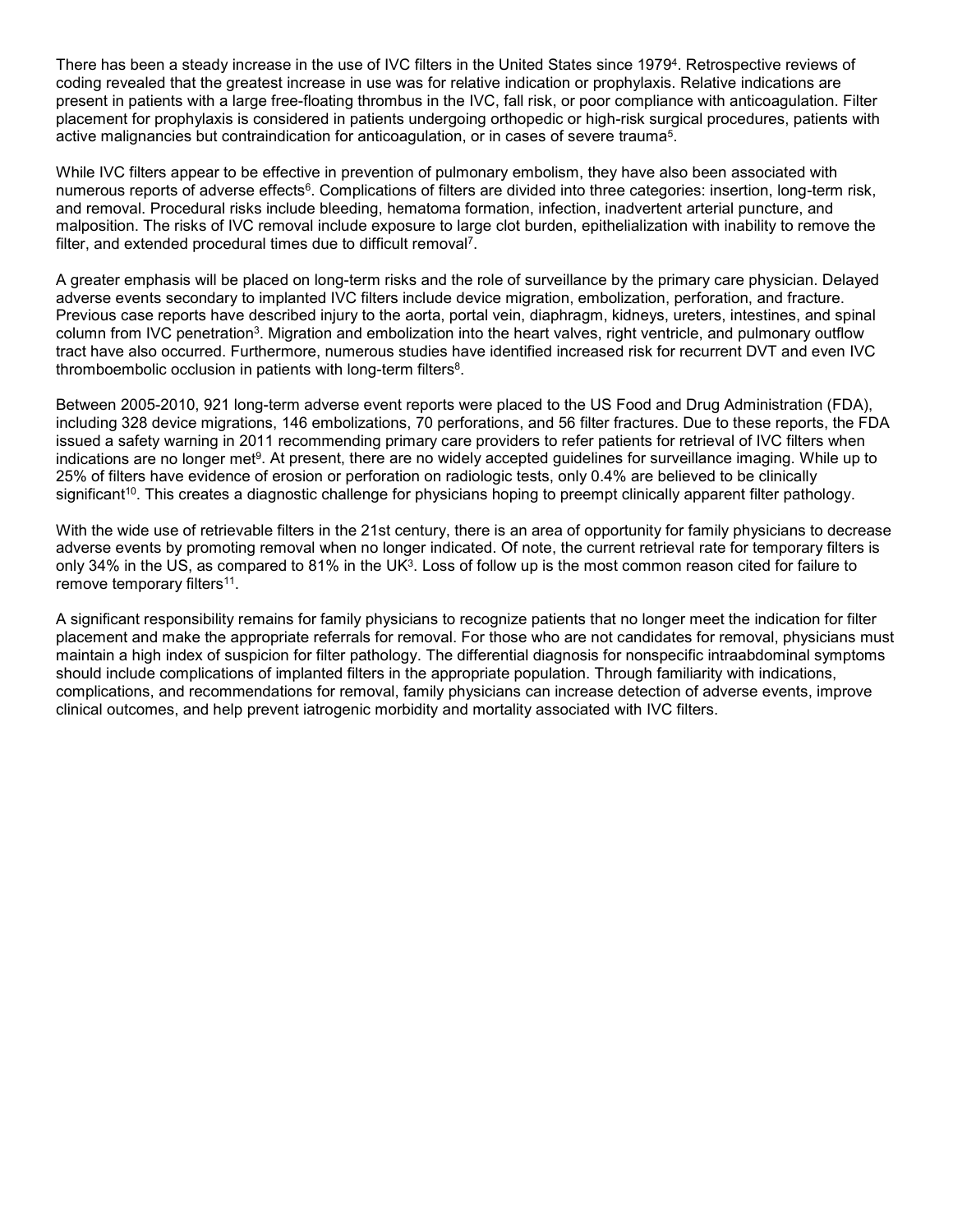There has been a steady increase in the use of IVC filters in the United States since 1979[4]. Retrospective reviews of coding revealed that the greatest increase in use was for relative indication or prophylaxis. Relative indications are present in patients with a large free-floating thrombus in the IVC, fall risk, or poor compliance with anticoagulation. Filter placement for prophylaxis is considered in patients undergoing orthopedic or high-risk surgical procedures, patients with active malignancies but contraindication for anticoagulation, or in cases of severe trauma[5].

While IVC filters appear to be effective in prevention of pulmonary embolism, they have also been associated with numerous reports of adverse effects[6]. Complications of filters are divided into three categories: insertion, long-term risk, and removal. Procedural risks include bleeding, hematoma formation, infection, inadvertent arterial puncture, and malposition. The risks of IVC removal include exposure to large clot burden, epithelialization with inability to remove the filter, and extended procedural times due to difficult removal[7].

A greater emphasis will be placed on long-term risks and the role of surveillance by the primary care physician. Delayed adverse events secondary to implanted IVC filters include device migration, embolization, perforation, and fracture. Previous case reports have described injury to the aorta, portal vein, diaphragm, kidneys, ureters, intestines, and spinal column from IVC penetration[3]. Migration and embolization into the heart valves, right ventricle, and pulmonary outflow tract have also occurred. Furthermore, numerous studies have identified increased risk for recurrent DVT and even IVC thromboembolic occlusion in patients with long-term filters[8].

Between 2005-2010, 921 long-term adverse event reports were placed to the US Food and Drug Administration (FDA), including 328 device migrations, 146 embolizations, 70 perforations, and 56 filter fractures. Due to these reports, the FDA issued a safety warning in 2011 recommending primary care providers to refer patients for retrieval of IVC filters when indications are no longer met[9]. At present, there are no widely accepted guidelines for surveillance imaging. While up to 25% of filters have evidence of erosion or perforation on radiologic tests, only 0.4% are believed to be clinically significant[10]. This creates a diagnostic challenge for physicians hoping to preempt clinically apparent filter pathology.

With the wide use of retrievable filters in the 21st century, there is an area of opportunity for family physicians to decrease adverse events by promoting removal when no longer indicated. Of note, the current retrieval rate for temporary filters is only 34% in the US, as compared to 81% in the UK[3]. Loss of follow up is the most common reason cited for failure to remove temporary filters[11].

A significant responsibility remains for family physicians to recognize patients that no longer meet the indication for filter placement and make the appropriate referrals for removal. For those who are not candidates for removal, physicians must maintain a high index of suspicion for filter pathology. The differential diagnosis for nonspecific intraabdominal symptoms should include complications of implanted filters in the appropriate population. Through familiarity with indications, complications, and recommendations for removal, family physicians can increase detection of adverse events, improve clinical outcomes, and help prevent iatrogenic morbidity and mortality associated with IVC filters.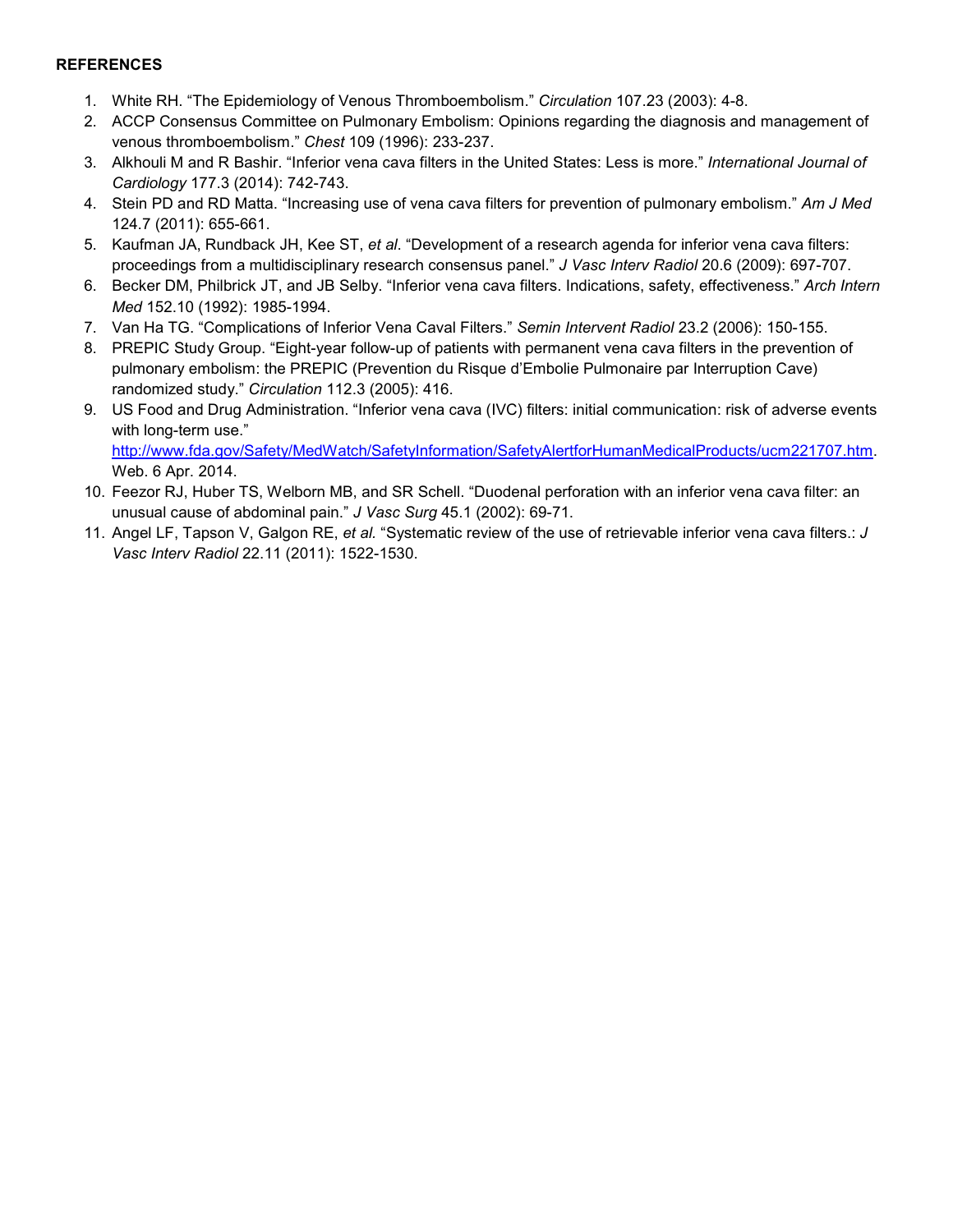**REFERENCES**

1. White RH. “The Epidemiology of Venous Thromboembolism.” *Circulation* 107.23 (2003): 4-8.
2. ACCP Consensus Committee on Pulmonary Embolism: Opinions regarding the diagnosis and management of venous thromboembolism.” *Chest* 109 (1996): 233-237.
3. Alkhouli M and R Bashir. “Inferior vena cava filters in the United States: Less is more.” *International Journal of Cardiology* 177.3 (2014): 742-743.
4. Stein PD and RD Matta. “Increasing use of vena cava filters for prevention of pulmonary embolism.” *Am J Med* 124.7 (2011): 655-661.
5. Kaufman JA, Rundback JH, Kee ST, *et al*. “Development of a research agenda for inferior vena cava filters: proceedings from a multidisciplinary research consensus panel.” *J Vasc Interv Radiol* 20.6 (2009): 697-707.
6. Becker DM, Philbrick JT, and JB Selby. “Inferior vena cava filters. Indications, safety, effectiveness.” *Arch Intern Med* 152.10 (1992): 1985-1994.
7. Van Ha TG. “Complications of Inferior Vena Caval Filters.” *Semin Intervent Radiol* 23.2 (2006): 150-155.
8. PREPIC Study Group. “Eight-year follow-up of patients with permanent vena cava filters in the prevention of pulmonary embolism: the PREPIC (Prevention du Risque d’Embolie Pulmonaire par Interruption Cave) randomized study.” *Circulation* 112.3 (2005): 416.
9. US Food and Drug Administration. “Inferior vena cava (IVC) filters: initial communication: risk of adverse events with long-term use.” http://www.fda.gov/Safety/MedWatch/SafetyInformation/SafetyAlertforHumanMedicalProducts/ucm221707.htm. Web. 6 Apr. 2014.
10. Feezor RJ, Huber TS, Welborn MB, and SR Schell. “Duodenal perforation with an inferior vena cava filter: an unusual cause of abdominal pain.” *J Vasc Surg* 45.1 (2002): 69-71.
11. Angel LF, Tapson V, Galgon RE, *et al.* “Systematic review of the use of retrievable inferior vena cava filters.: *J Vasc Interv Radiol* 22.11 (2011): 1522-1530.